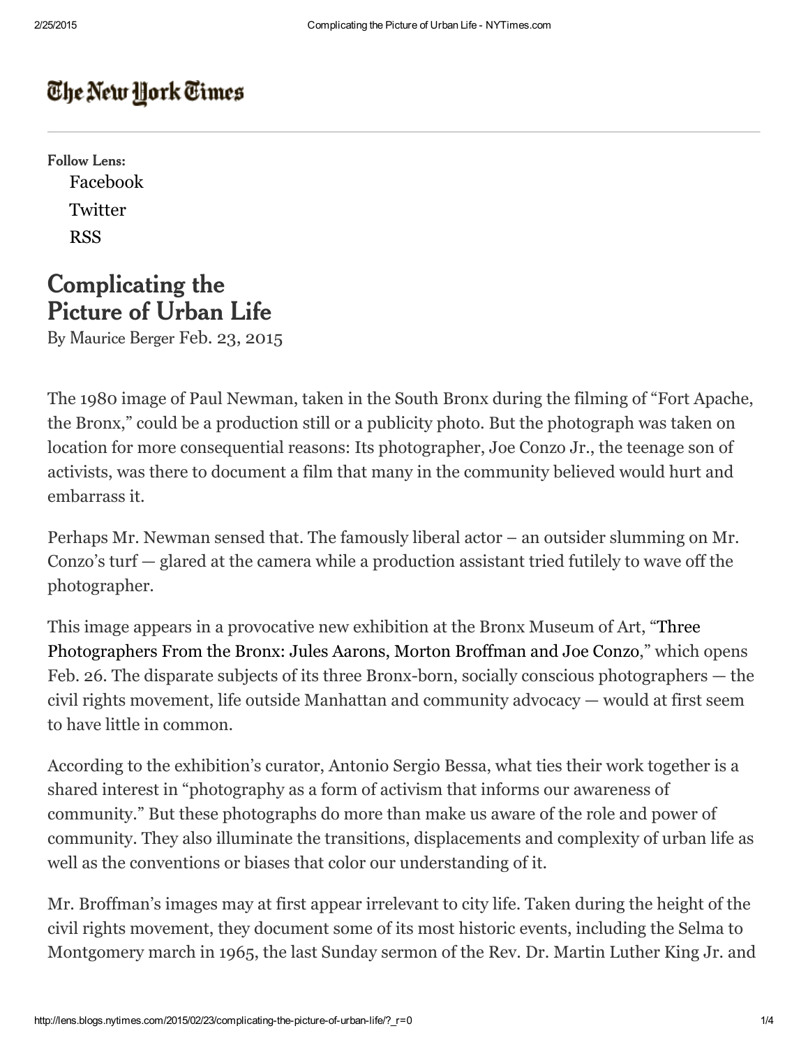# The New York Times

Follow Lens:

- Facebook
- Twitter
- RSS

## Complicating the Picture of Urban Life

By Maurice Berger Feb. 23, 2015

The 1980 image of Paul Newman, taken in the South Bronx during the filming of "Fort Apache, the Bronx," could be a production still or a publicity photo. But the photograph was taken on location for more consequential reasons: Its photographer, Joe Conzo Jr., the teenage son of activists, was there to document a film that many in the community believed would hurt and embarrass it.

Perhaps Mr. Newman sensed that. The famously liberal actor – an outsider slumming on Mr. Conzo's turf — glared at the camera while a production assistant tried futilely to wave off the photographer.

This image appears in a provocative new exhibition at the Bronx Museum of Art, "Three Photographers From the Bronx: Jules Aarons, Morton Broffman and Joe Conzo," which opens Feb. 26. The disparate subjects of its three Bronx-born, socially conscious photographers — the civil rights movement, life outside Manhattan and community advocacy — would at first seem to have little in common.

According to the exhibition's curator, Antonio Sergio Bessa, what ties their work together is a shared interest in "photography as a form of activism that informs our awareness of community." But these photographs do more than make us aware of the role and power of community. They also illuminate the transitions, displacements and complexity of urban life as well as the conventions or biases that color our understanding of it.

Mr. Broffman's images may at first appear irrelevant to city life. Taken during the height of the civil rights movement, they document some of its most historic events, including the Selma to Montgomery march in 1965, the last Sunday sermon of the Rev. Dr. Martin Luther King Jr. and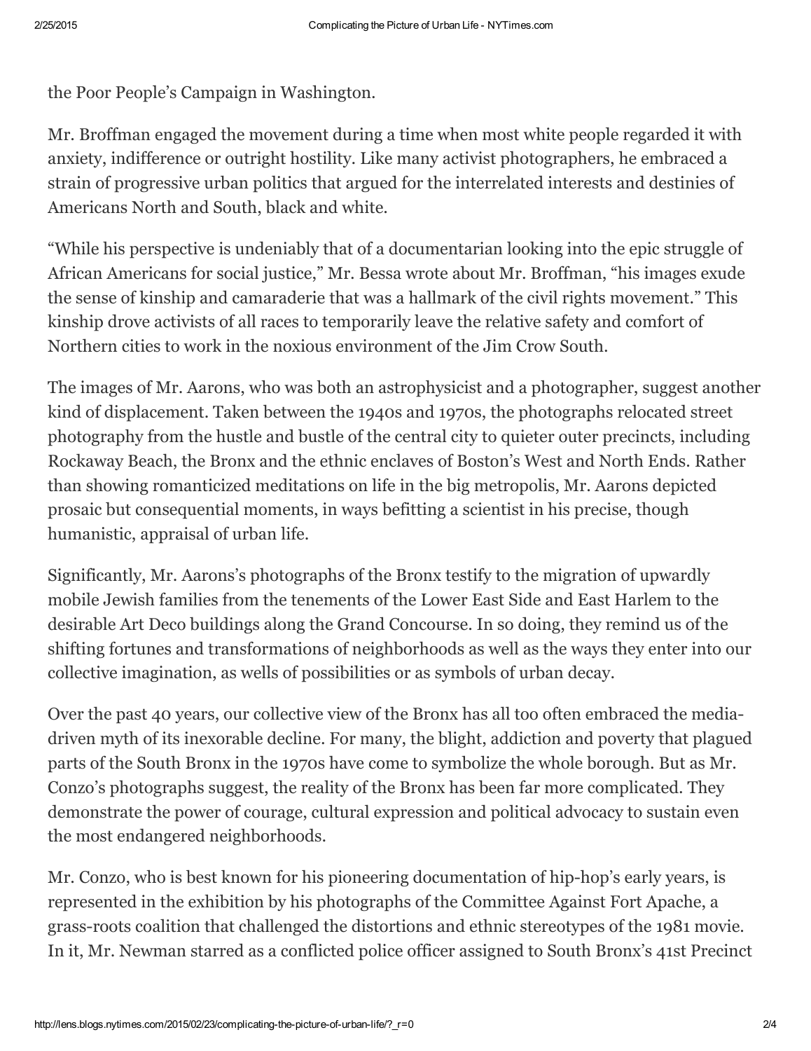the Poor People's Campaign in Washington.

Mr. Broffman engaged the movement during a time when most white people regarded it with anxiety, indifference or outright hostility. Like many activist photographers, he embraced a strain of progressive urban politics that argued for the interrelated interests and destinies of Americans North and South, black and white.

"While his perspective is undeniably that of a documentarian looking into the epic struggle of African Americans for social justice," Mr. Bessa wrote about Mr. Broffman, "his images exude the sense of kinship and camaraderie that was a hallmark of the civil rights movement." This kinship drove activists of all races to temporarily leave the relative safety and comfort of Northern cities to work in the noxious environment of the Jim Crow South.

The images of Mr. Aarons, who was both an astrophysicist and a photographer, suggest another kind of displacement. Taken between the 1940s and 1970s, the photographs relocated street photography from the hustle and bustle of the central city to quieter outer precincts, including Rockaway Beach, the Bronx and the ethnic enclaves of Boston's West and North Ends. Rather than showing romanticized meditations on life in the big metropolis, Mr. Aarons depicted prosaic but consequential moments, in ways befitting a scientist in his precise, though humanistic, appraisal of urban life.

Significantly, Mr. Aarons's photographs of the Bronx testify to the migration of upwardly mobile Jewish families from the tenements of the Lower East Side and East Harlem to the desirable Art Deco buildings along the Grand Concourse. In so doing, they remind us of the shifting fortunes and transformations of neighborhoods as well as the ways they enter into our collective imagination, as wells of possibilities or as symbols of urban decay.

Over the past 40 years, our collective view of the Bronx has all too often embraced the media-driven myth of its inexorable decline. For many, the blight, addiction and poverty that plagued parts of the South Bronx in the 1970s have come to symbolize the whole borough. But as Mr. Conzo's photographs suggest, the reality of the Bronx has been far more complicated. They demonstrate the power of courage, cultural expression and political advocacy to sustain even the most endangered neighborhoods.

Mr. Conzo, who is best known for his pioneering documentation of hip-hop's early years, is represented in the exhibition by his photographs of the Committee Against Fort Apache, a grass-roots coalition that challenged the distortions and ethnic stereotypes of the 1981 movie. In it, Mr. Newman starred as a conflicted police officer assigned to South Bronx's 41st Precinct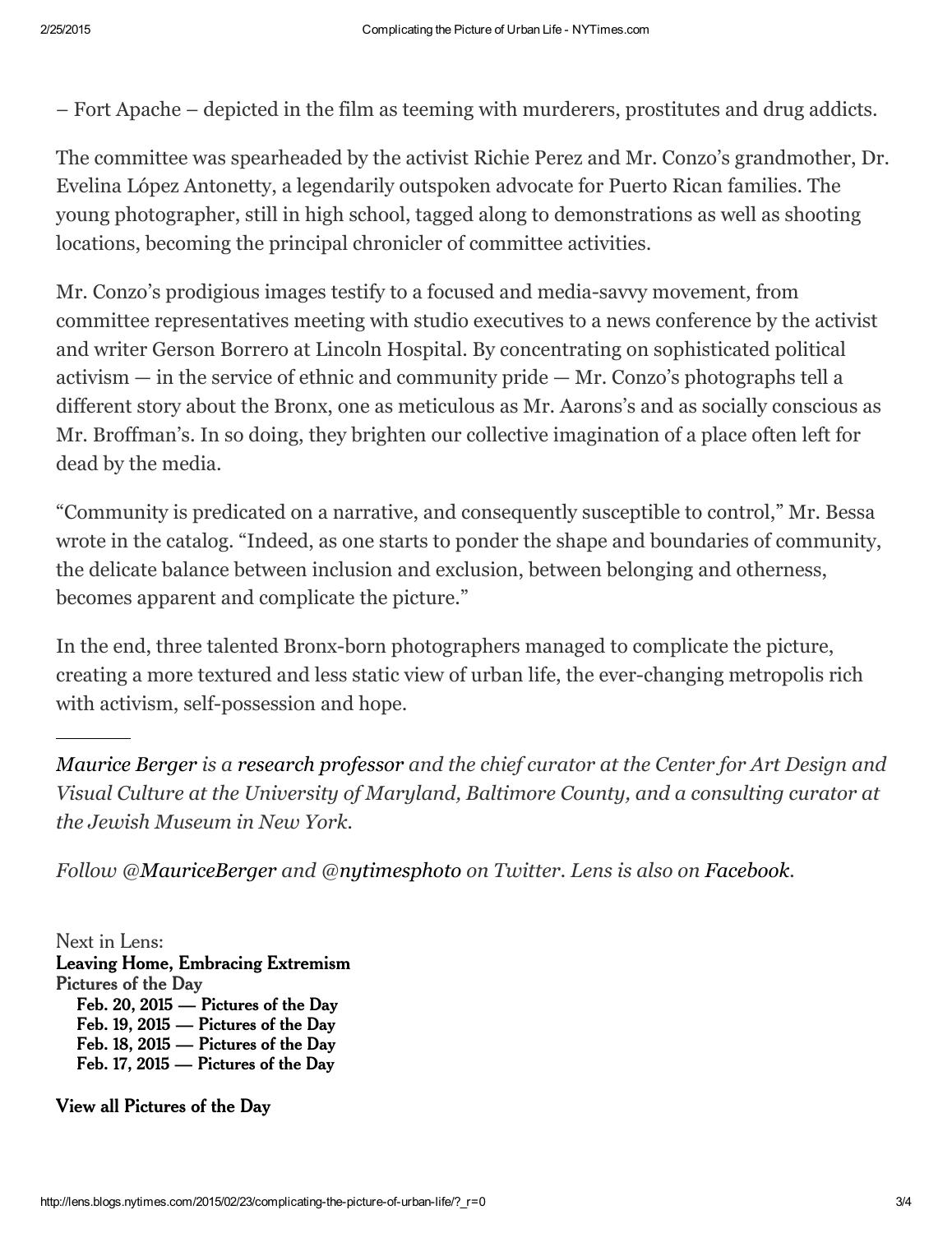– Fort Apache – depicted in the film as teeming with murderers, prostitutes and drug addicts.

The committee was spearheaded by the activist Richie Perez and Mr. Conzo's grandmother, Dr. Evelina López Antonetty, a legendarily outspoken advocate for Puerto Rican families. The young photographer, still in high school, tagged along to demonstrations as well as shooting locations, becoming the principal chronicler of committee activities.

Mr. Conzo's prodigious images testify to a focused and media-savvy movement, from committee representatives meeting with studio executives to a news conference by the activist and writer Gerson Borrero at Lincoln Hospital. By concentrating on sophisticated political activism — in the service of ethnic and community pride — Mr. Conzo's photographs tell a different story about the Bronx, one as meticulous as Mr. Aarons's and as socially conscious as Mr. Broffman's. In so doing, they brighten our collective imagination of a place often left for dead by the media.

"Community is predicated on a narrative, and consequently susceptible to control," Mr. Bessa wrote in the catalog. "Indeed, as one starts to ponder the shape and boundaries of community, the delicate balance between inclusion and exclusion, between belonging and otherness, becomes apparent and complicate the picture."

In the end, three talented Bronx-born photographers managed to complicate the picture, creating a more textured and less static view of urban life, the ever-changing metropolis rich with activism, self-possession and hope.

---

*Maurice Berger is a research professor and the chief curator at the Center for Art Design and Visual Culture at the University of Maryland, Baltimore County, and a consulting curator at the Jewish Museum in New York.*

*Follow @MauriceBerger and @nytimesphoto on Twitter. Lens is also on Facebook.*

Next in Lens:
**Leaving Home, Embracing Extremism**
**Pictures of the Day**
- **Feb. 20, 2015 — Pictures of the Day**
- **Feb. 19, 2015 — Pictures of the Day**
- **Feb. 18, 2015 — Pictures of the Day**
- **Feb. 17, 2015 — Pictures of the Day**

**View all Pictures of the Day**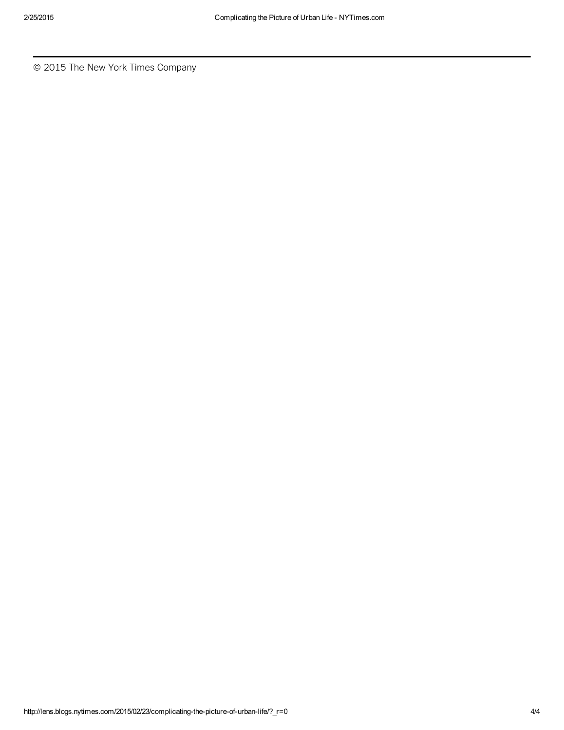© 2015 The New York Times Company